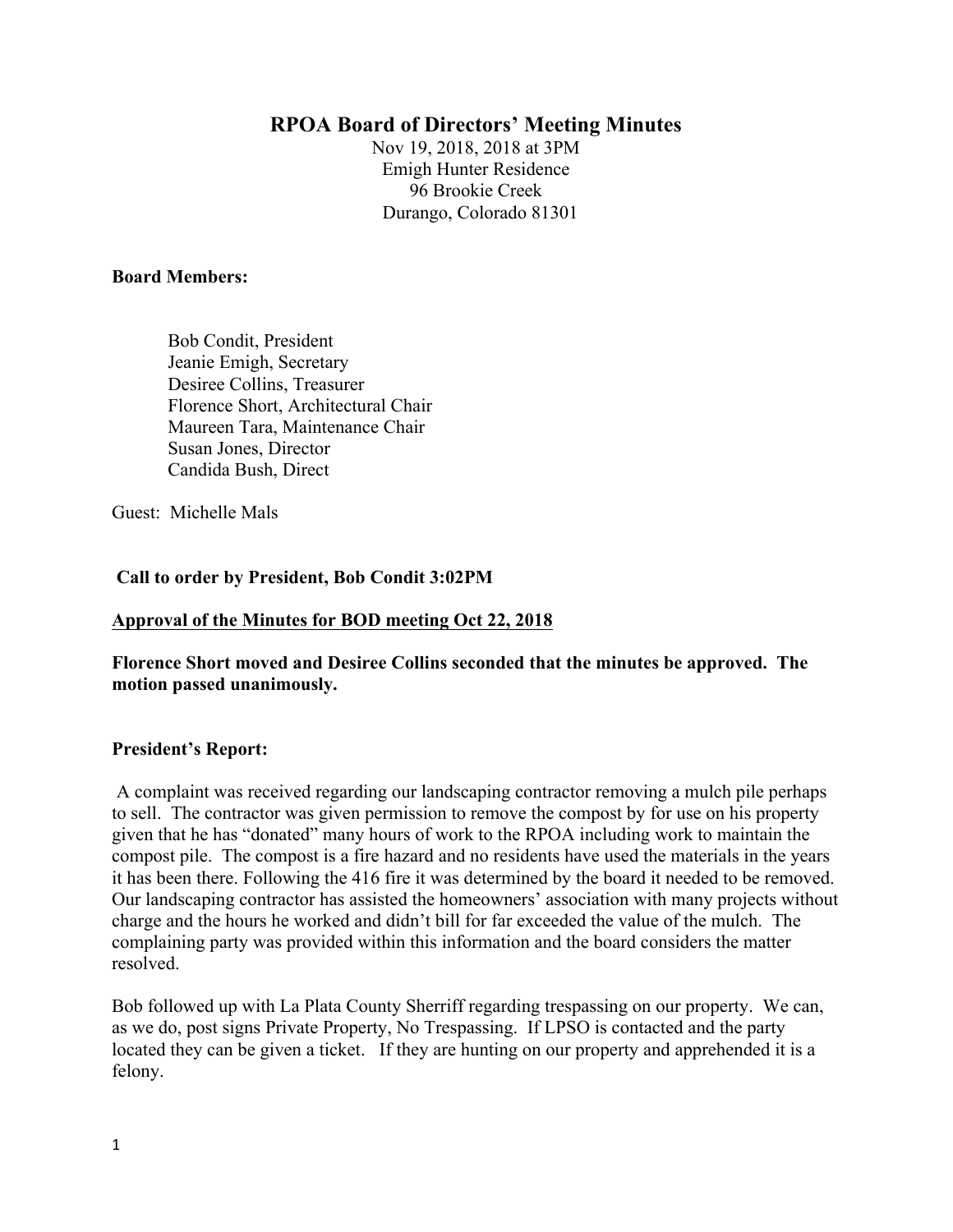# RPOA Board of Directors' Meeting Minutes

Nov 19, 2018, 2018 at 3PM
Emigh Hunter Residence
96 Brookie Creek
Durango, Colorado 81301

**Board Members:**

Bob Condit, President
Jeanie Emigh, Secretary
Desiree Collins, Treasurer
Florence Short, Architectural Chair
Maureen Tara, Maintenance Chair
Susan Jones, Director
Candida Bush, Direct

Guest: Michelle Mals

**Call to order by President, Bob Condit 3:02PM**

**<u>Approval of the Minutes for BOD meeting Oct 22, 2018</u>**

**Florence Short moved and Desiree Collins seconded that the minutes be approved. The motion passed unanimously.**

**President's Report:**

A complaint was received regarding our landscaping contractor removing a mulch pile perhaps to sell. The contractor was given permission to remove the compost by for use on his property given that he has "donated" many hours of work to the RPOA including work to maintain the compost pile. The compost is a fire hazard and no residents have used the materials in the years it has been there. Following the 416 fire it was determined by the board it needed to be removed. Our landscaping contractor has assisted the homeowners' association with many projects without charge and the hours he worked and didn't bill for far exceeded the value of the mulch. The complaining party was provided within this information and the board considers the matter resolved.

Bob followed up with La Plata County Sherriff regarding trespassing on our property. We can, as we do, post signs Private Property, No Trespassing. If LPSO is contacted and the party located they can be given a ticket. If they are hunting on our property and apprehended it is a felony.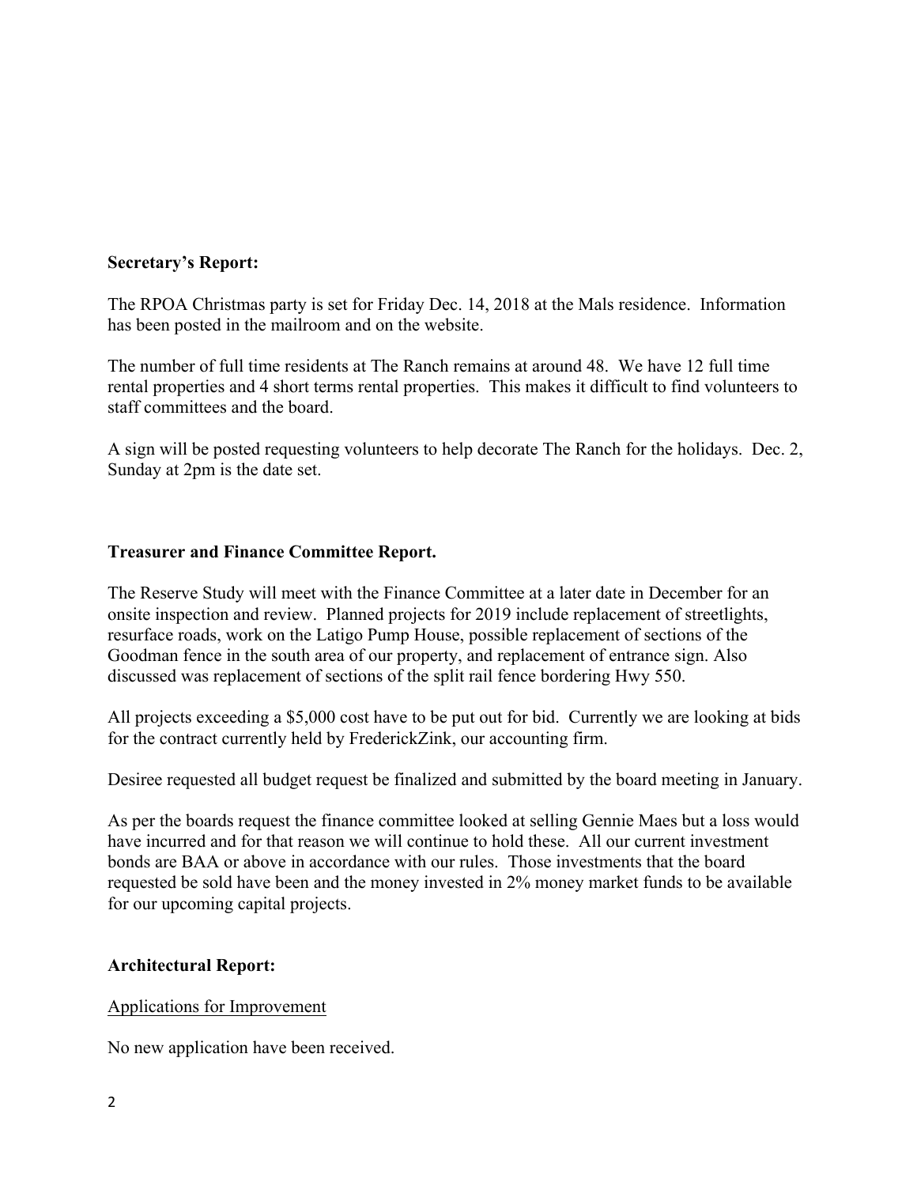**Secretary's Report:**

The RPOA Christmas party is set for Friday Dec. 14, 2018 at the Mals residence. Information has been posted in the mailroom and on the website.

The number of full time residents at The Ranch remains at around 48. We have 12 full time rental properties and 4 short terms rental properties. This makes it difficult to find volunteers to staff committees and the board.

A sign will be posted requesting volunteers to help decorate The Ranch for the holidays. Dec. 2, Sunday at 2pm is the date set.

**Treasurer and Finance Committee Report.**

The Reserve Study will meet with the Finance Committee at a later date in December for an onsite inspection and review. Planned projects for 2019 include replacement of streetlights, resurface roads, work on the Latigo Pump House, possible replacement of sections of the Goodman fence in the south area of our property, and replacement of entrance sign. Also discussed was replacement of sections of the split rail fence bordering Hwy 550.

All projects exceeding a $5,000 cost have to be put out for bid. Currently we are looking at bids for the contract currently held by FrederickZink, our accounting firm.

Desiree requested all budget request be finalized and submitted by the board meeting in January.

As per the boards request the finance committee looked at selling Gennie Maes but a loss would have incurred and for that reason we will continue to hold these. All our current investment bonds are BAA or above in accordance with our rules. Those investments that the board requested be sold have been and the money invested in 2% money market funds to be available for our upcoming capital projects.

**Architectural Report:**

<u>Applications for Improvement</u>

No new application have been received.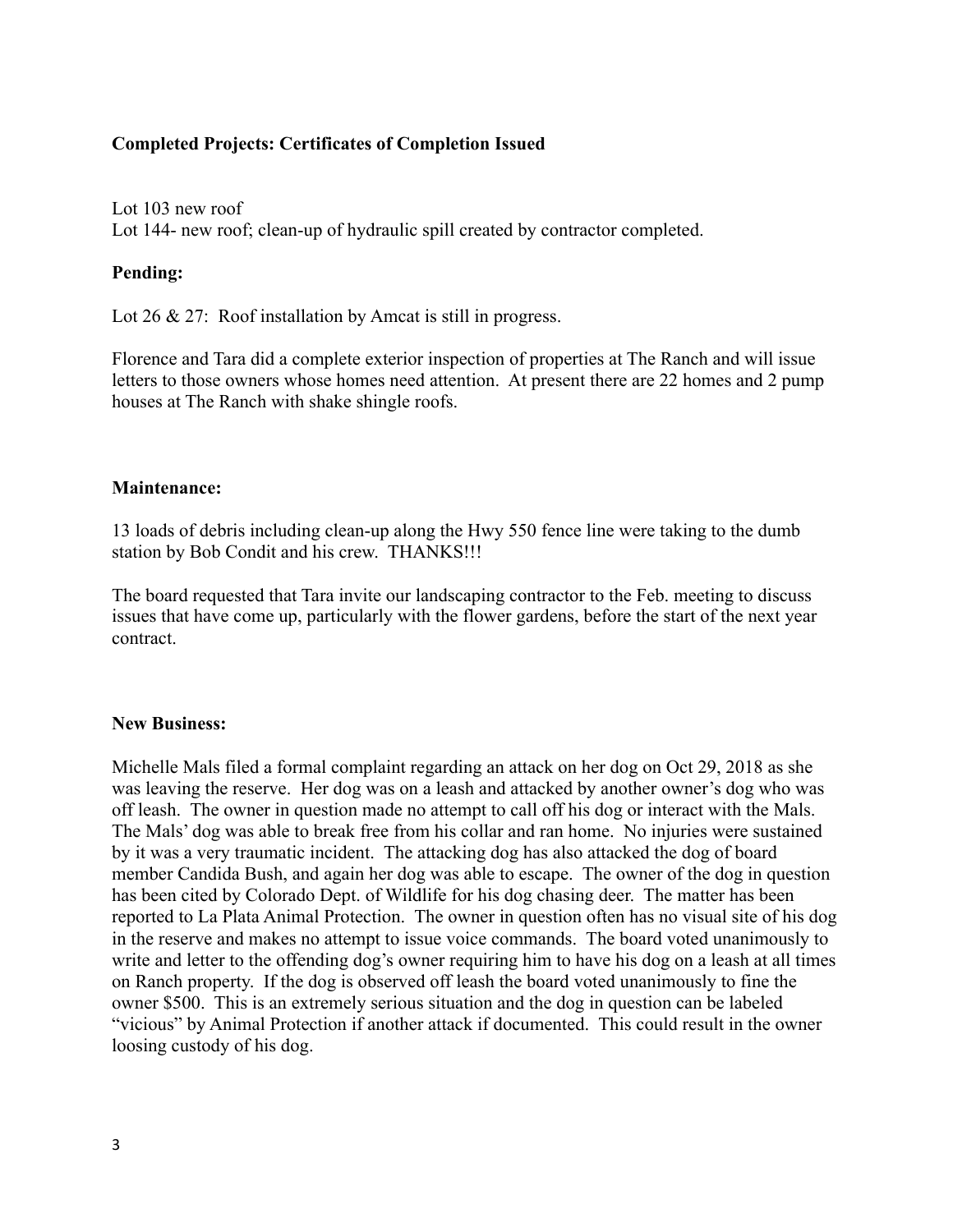**Completed Projects: Certificates of Completion Issued**

Lot 103 new roof
Lot 144- new roof; clean-up of hydraulic spill created by contractor completed.

**Pending:**

Lot 26 & 27: Roof installation by Amcat is still in progress.

Florence and Tara did a complete exterior inspection of properties at The Ranch and will issue letters to those owners whose homes need attention. At present there are 22 homes and 2 pump houses at The Ranch with shake shingle roofs.

**Maintenance:**

13 loads of debris including clean-up along the Hwy 550 fence line were taking to the dumb station by Bob Condit and his crew. THANKS!!!

The board requested that Tara invite our landscaping contractor to the Feb. meeting to discuss issues that have come up, particularly with the flower gardens, before the start of the next year contract.

**New Business:**

Michelle Mals filed a formal complaint regarding an attack on her dog on Oct 29, 2018 as she was leaving the reserve. Her dog was on a leash and attacked by another owner's dog who was off leash. The owner in question made no attempt to call off his dog or interact with the Mals. The Mals' dog was able to break free from his collar and ran home. No injuries were sustained by it was a very traumatic incident. The attacking dog has also attacked the dog of board member Candida Bush, and again her dog was able to escape. The owner of the dog in question has been cited by Colorado Dept. of Wildlife for his dog chasing deer. The matter has been reported to La Plata Animal Protection. The owner in question often has no visual site of his dog in the reserve and makes no attempt to issue voice commands. The board voted unanimously to write and letter to the offending dog's owner requiring him to have his dog on a leash at all times on Ranch property. If the dog is observed off leash the board voted unanimously to fine the owner $500. This is an extremely serious situation and the dog in question can be labeled "vicious" by Animal Protection if another attack if documented. This could result in the owner loosing custody of his dog.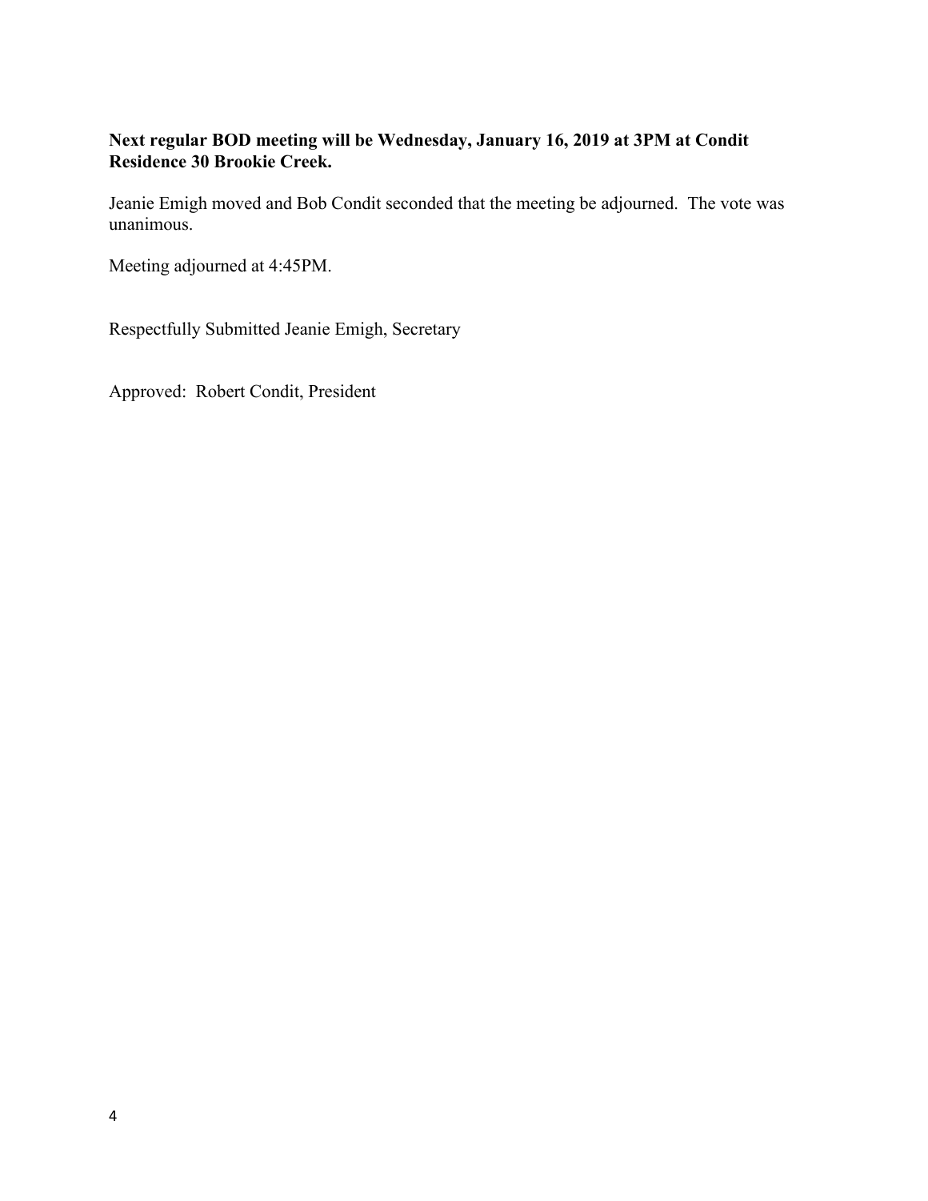**Next regular BOD meeting will be Wednesday, January 16, 2019 at 3PM at Condit Residence 30 Brookie Creek.**

Jeanie Emigh moved and Bob Condit seconded that the meeting be adjourned. The vote was unanimous.

Meeting adjourned at 4:45PM.

Respectfully Submitted Jeanie Emigh, Secretary

Approved: Robert Condit, President